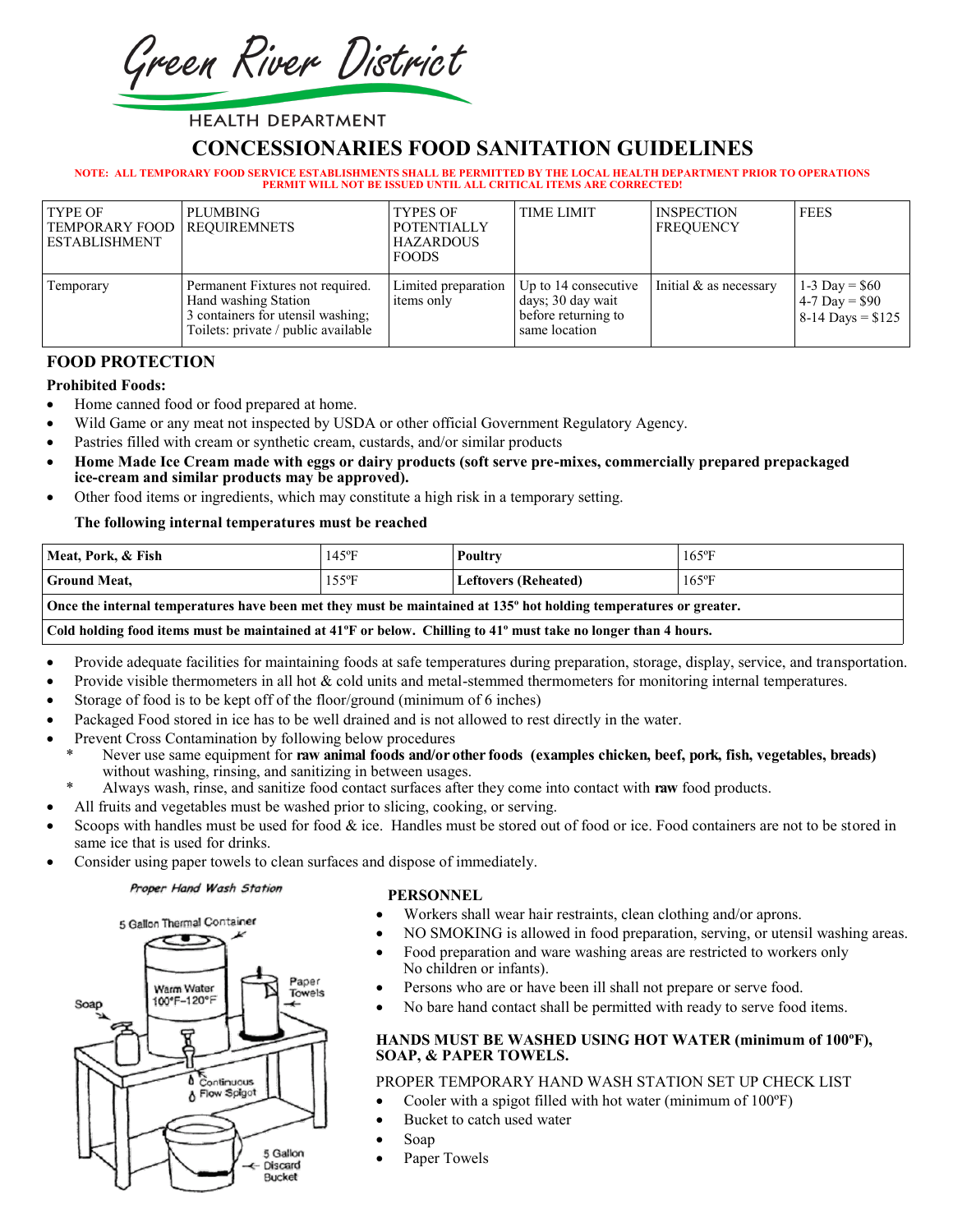# Green River District

HEALTH DEPARTMENT

## CONCESSIONARIES FOOD SANITATION GUIDELINES

**NOTE: ALL TEMPORARY FOOD SERVICE ESTABLISHMENTS SHALL BE PERMITTED BY THE LOCAL HEALTH DEPARTMENT PRIOR TO OPERATIONS PERMIT WILL NOT BE ISSUED UNTIL ALL CRITICAL ITEMS ARE CORRECTED!**

| TYPE OF TEMPORARY FOOD ESTABLISHMENT | PLUMBING REQUIREMNETS | TYPES OF POTENTIALLY HAZARDOUS FOODS | TIME LIMIT | INSPECTION FREQUENCY | FEES |
|---|---|---|---|---|---|
| Temporary | Permanent Fixtures not required. Hand washing Station 3 containers for utensil washing; Toilets: private / public available | Limited preparation items only | Up to 14 consecutive days; 30 day wait before returning to same location | Initial & as necessary | 1-3 Day = $60 4-7 Day = $90 8-14 Days = $125 |

### FOOD PROTECTION

**Prohibited Foods:**

- Home canned food or food prepared at home.
- Wild Game or any meat not inspected by USDA or other official Government Regulatory Agency.
- Pastries filled with cream or synthetic cream, custards, and/or similar products
- **Home Made Ice Cream made with eggs or dairy products (soft serve pre-mixes, commercially prepared prepackaged ice-cream and similar products may be approved).**
- Other food items or ingredients, which may constitute a high risk in a temporary setting.

**The following internal temperatures must be reached**

| **Meat, Pork, & Fish** | 145ºF | **Poultry** | 165ºF |
|---|---|---|---|
| **Ground Meat,** | 155ºF | **Leftovers (Reheated)** | 165ºF |
| **Once the internal temperatures have been met they must be maintained at 135º hot holding temperatures or greater.** | | | |
| **Cold holding food items must be maintained at 41ºF or below. Chilling to 41º must take no longer than 4 hours.** | | | |

- Provide adequate facilities for maintaining foods at safe temperatures during preparation, storage, display, service, and transportation.
- Provide visible thermometers in all hot & cold units and metal-stemmed thermometers for monitoring internal temperatures.
- Storage of food is to be kept off of the floor/ground (minimum of 6 inches)
- Packaged Food stored in ice has to be well drained and is not allowed to rest directly in the water.
- Prevent Cross Contamination by following below procedures
  - Never use same equipment for **raw animal foods and/or other foods (examples chicken, beef, pork, fish, vegetables, breads)** without washing, rinsing, and sanitizing in between usages.
  - Always wash, rinse, and sanitize food contact surfaces after they come into contact with **raw** food products.
- All fruits and vegetables must be washed prior to slicing, cooking, or serving.
- Scoops with handles must be used for food & ice. Handles must be stored out of food or ice. Food containers are not to be stored in same ice that is used for drinks.
- Consider using paper towels to clean surfaces and dispose of immediately.

*Proper Hand Wash Station*

5 Gallon Thermal Container — Warm Water 100ºF–120ºF; Soap; Paper Towels; Continuous Flow Spigot; 5 Gallon Discard Bucket

### PERSONNEL

- Workers shall wear hair restraints, clean clothing and/or aprons.
- NO SMOKING is allowed in food preparation, serving, or utensil washing areas.
- Food preparation and ware washing areas are restricted to workers only No children or infants).
- Persons who are or have been ill shall not prepare or serve food.
- No bare hand contact shall be permitted with ready to serve food items.

**HANDS MUST BE WASHED USING HOT WATER (minimum of 100ºF), SOAP, & PAPER TOWELS.**

PROPER TEMPORARY HAND WASH STATION SET UP CHECK LIST

- Cooler with a spigot filled with hot water (minimum of 100ºF)
- Bucket to catch used water
- Soap
- Paper Towels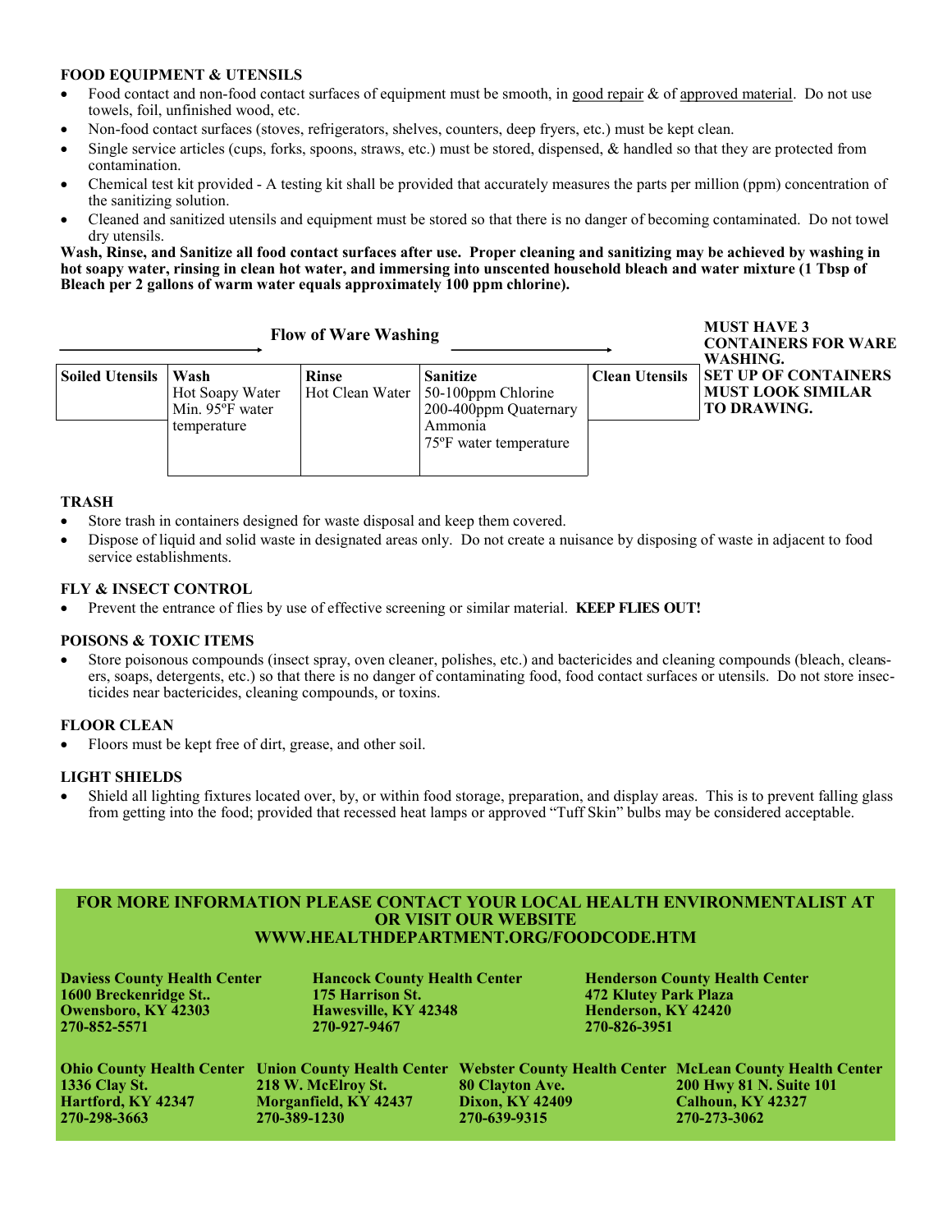## FOOD EQUIPMENT & UTENSILS

- Food contact and non-food contact surfaces of equipment must be smooth, in good repair & of approved material. Do not use towels, foil, unfinished wood, etc.
- Non-food contact surfaces (stoves, refrigerators, shelves, counters, deep fryers, etc.) must be kept clean.
- Single service articles (cups, forks, spoons, straws, etc.) must be stored, dispensed, & handled so that they are protected from contamination.
- Chemical test kit provided - A testing kit shall be provided that accurately measures the parts per million (ppm) concentration of the sanitizing solution.
- Cleaned and sanitized utensils and equipment must be stored so that there is no danger of becoming contaminated. Do not towel dry utensils.

**Wash, Rinse, and Sanitize all food contact surfaces after use. Proper cleaning and sanitizing may be achieved by washing in hot soapy water, rinsing in clean hot water, and immersing into unscented household bleach and water mixture (1 Tbsp of Bleach per 2 gallons of warm water equals approximately 100 ppm chlorine).**

**Flow of Ware Washing** →

| Soiled Utensils | Wash | Rinse | Sanitize | Clean Utensils |
|---|---|---|---|---|
| | Hot Soapy Water<br>Min. 95ºF water temperature | Hot Clean Water | 50-100ppm Chlorine<br>200-400ppm Quaternary Ammonia<br>75ºF water temperature | |

**MUST HAVE 3 CONTAINERS FOR WARE WASHING. SET UP OF CONTAINERS MUST LOOK SIMILAR TO DRAWING.**

## TRASH

- Store trash in containers designed for waste disposal and keep them covered.
- Dispose of liquid and solid waste in designated areas only. Do not create a nuisance by disposing of waste in adjacent to food service establishments.

## FLY & INSECT CONTROL

- Prevent the entrance of flies by use of effective screening or similar material. **KEEP FLIES OUT!**

## POISONS & TOXIC ITEMS

- Store poisonous compounds (insect spray, oven cleaner, polishes, etc.) and bactericides and cleaning compounds (bleach, cleansers, soaps, detergents, etc.) so that there is no danger of contaminating food, food contact surfaces or utensils. Do not store insecticides near bactericides, cleaning compounds, or toxins.

## FLOOR CLEAN

- Floors must be kept free of dirt, grease, and other soil.

## LIGHT SHIELDS

- Shield all lighting fixtures located over, by, or within food storage, preparation, and display areas. This is to prevent falling glass from getting into the food; provided that recessed heat lamps or approved "Tuff Skin" bulbs may be considered acceptable.

**FOR MORE INFORMATION PLEASE CONTACT YOUR LOCAL HEALTH ENVIRONMENTALIST AT OR VISIT OUR WEBSITE WWW.HEALTHDEPARTMENT.ORG/FOODCODE.HTM**

**Daviess County Health Center**
**1600 Breckenridge St..**
**Owensboro, KY 42303**
**270-852-5571**

**Hancock County Health Center**
**175 Harrison St.**
**Hawesville, KY 42348**
**270-927-9467**

**Henderson County Health Center**
**472 Klutey Park Plaza**
**Henderson, KY 42420**
**270-826-3951**

**Ohio County Health Center**
**1336 Clay St.**
**Hartford, KY 42347**
**270-298-3663**

**Union County Health Center**
**218 W. McElroy St.**
**Morganfield, KY 42437**
**270-389-1230**

**Webster County Health Center**
**80 Clayton Ave.**
**Dixon, KY 42409**
**270-639-9315**

**McLean County Health Center**
**200 Hwy 81 N. Suite 101**
**Calhoun, KY 42327**
**270-273-3062**